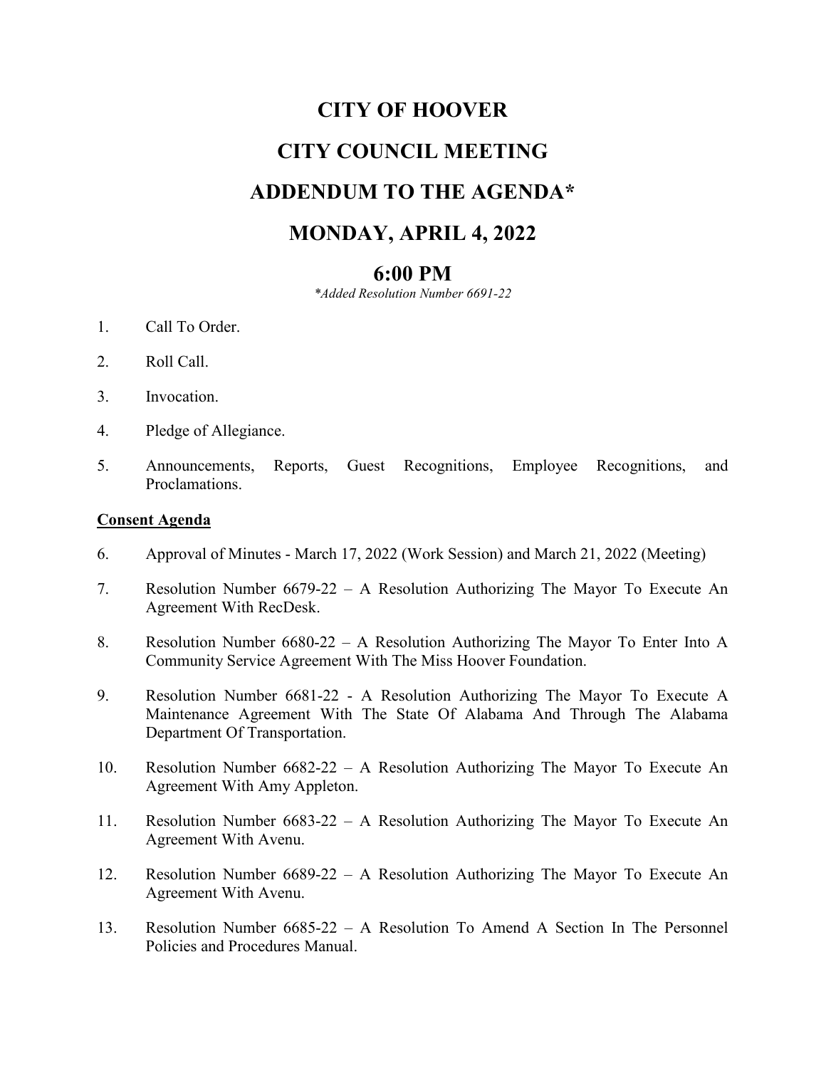# CITY OF HOOVER

# CITY COUNCIL MEETING

# ADDENDUM TO THE AGENDA*

# MONDAY, APRIL 4, 2022

## 6:00 PM

*\*Added Resolution Number 6691-22*

1. Call To Order.
2. Roll Call.
3. Invocation.
4. Pledge of Allegiance.
5. Announcements, Reports, Guest Recognitions, Employee Recognitions, and Proclamations.

**Consent Agenda**

6. Approval of Minutes - March 17, 2022 (Work Session) and March 21, 2022 (Meeting)
7. Resolution Number 6679-22 – A Resolution Authorizing The Mayor To Execute An Agreement With RecDesk.
8. Resolution Number 6680-22 – A Resolution Authorizing The Mayor To Enter Into A Community Service Agreement With The Miss Hoover Foundation.
9. Resolution Number 6681-22 - A Resolution Authorizing The Mayor To Execute A Maintenance Agreement With The State Of Alabama And Through The Alabama Department Of Transportation.
10. Resolution Number 6682-22 – A Resolution Authorizing The Mayor To Execute An Agreement With Amy Appleton.
11. Resolution Number 6683-22 – A Resolution Authorizing The Mayor To Execute An Agreement With Avenu.
12. Resolution Number 6689-22 – A Resolution Authorizing The Mayor To Execute An Agreement With Avenu.
13. Resolution Number 6685-22 – A Resolution To Amend A Section In The Personnel Policies and Procedures Manual.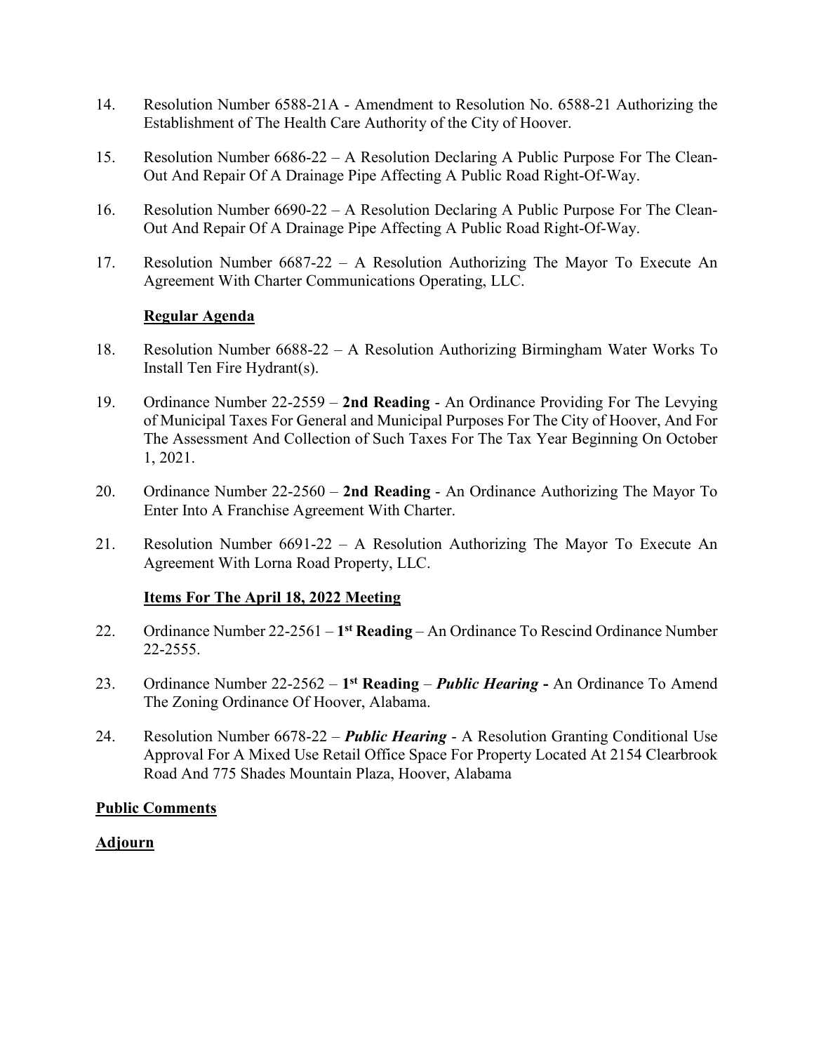14. Resolution Number 6588-21A - Amendment to Resolution No. 6588-21 Authorizing the Establishment of The Health Care Authority of the City of Hoover.

15. Resolution Number 6686-22 – A Resolution Declaring A Public Purpose For The Clean-Out And Repair Of A Drainage Pipe Affecting A Public Road Right-Of-Way.

16. Resolution Number 6690-22 – A Resolution Declaring A Public Purpose For The Clean-Out And Repair Of A Drainage Pipe Affecting A Public Road Right-Of-Way.

17. Resolution Number 6687-22 – A Resolution Authorizing The Mayor To Execute An Agreement With Charter Communications Operating, LLC.

**Regular Agenda**

18. Resolution Number 6688-22 – A Resolution Authorizing Birmingham Water Works To Install Ten Fire Hydrant(s).

19. Ordinance Number 22-2559 – **2nd Reading** - An Ordinance Providing For The Levying of Municipal Taxes For General and Municipal Purposes For The City of Hoover, And For The Assessment And Collection of Such Taxes For The Tax Year Beginning On October 1, 2021.

20. Ordinance Number 22-2560 – **2nd Reading** - An Ordinance Authorizing The Mayor To Enter Into A Franchise Agreement With Charter.

21. Resolution Number 6691-22 – A Resolution Authorizing The Mayor To Execute An Agreement With Lorna Road Property, LLC.

**Items For The April 18, 2022 Meeting**

22. Ordinance Number 22-2561 – **1st Reading** – An Ordinance To Rescind Ordinance Number 22-2555.

23. Ordinance Number 22-2562 – **1st Reading** – ***Public Hearing*** **-** An Ordinance To Amend The Zoning Ordinance Of Hoover, Alabama.

24. Resolution Number 6678-22 – ***Public Hearing*** - A Resolution Granting Conditional Use Approval For A Mixed Use Retail Office Space For Property Located At 2154 Clearbrook Road And 775 Shades Mountain Plaza, Hoover, Alabama

**Public Comments**

**Adjourn**